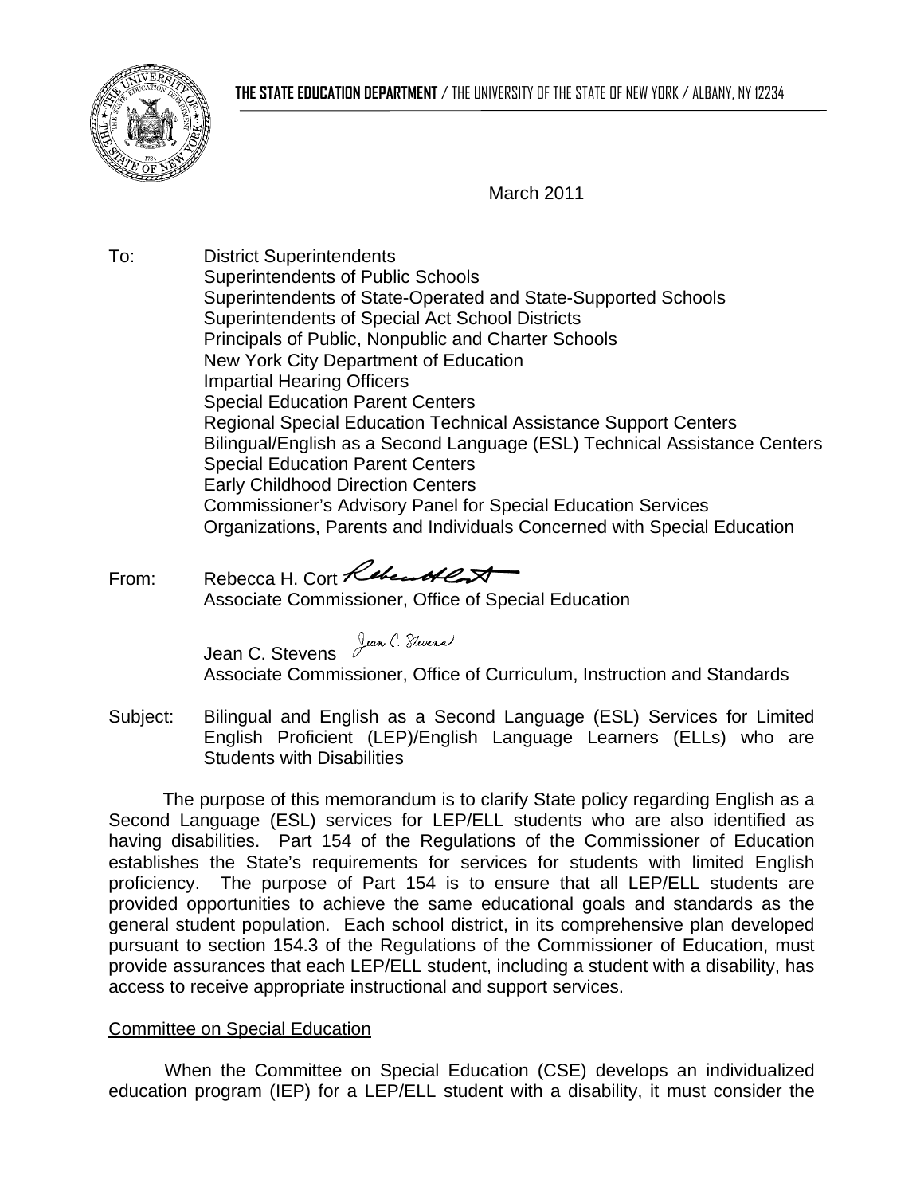THE STATE EDUCATION DEPARTMENT / THE UNIVERSITY OF THE STATE OF NEW YORK / ALBANY, NY 12234

March 2011

To: District Superintendents
Superintendents of Public Schools
Superintendents of State-Operated and State-Supported Schools
Superintendents of Special Act School Districts
Principals of Public, Nonpublic and Charter Schools
New York City Department of Education
Impartial Hearing Officers
Special Education Parent Centers
Regional Special Education Technical Assistance Support Centers
Bilingual/English as a Second Language (ESL) Technical Assistance Centers
Special Education Parent Centers
Early Childhood Direction Centers
Commissioner's Advisory Panel for Special Education Services
Organizations, Parents and Individuals Concerned with Special Education

From: Rebecca H. Cort
Associate Commissioner, Office of Special Education

Jean C. Stevens
Associate Commissioner, Office of Curriculum, Instruction and Standards

Subject: Bilingual and English as a Second Language (ESL) Services for Limited English Proficient (LEP)/English Language Learners (ELLs) who are Students with Disabilities

The purpose of this memorandum is to clarify State policy regarding English as a Second Language (ESL) services for LEP/ELL students who are also identified as having disabilities. Part 154 of the Regulations of the Commissioner of Education establishes the State's requirements for services for students with limited English proficiency. The purpose of Part 154 is to ensure that all LEP/ELL students are provided opportunities to achieve the same educational goals and standards as the general student population. Each school district, in its comprehensive plan developed pursuant to section 154.3 of the Regulations of the Commissioner of Education, must provide assurances that each LEP/ELL student, including a student with a disability, has access to receive appropriate instructional and support services.

## Committee on Special Education

When the Committee on Special Education (CSE) develops an individualized education program (IEP) for a LEP/ELL student with a disability, it must consider the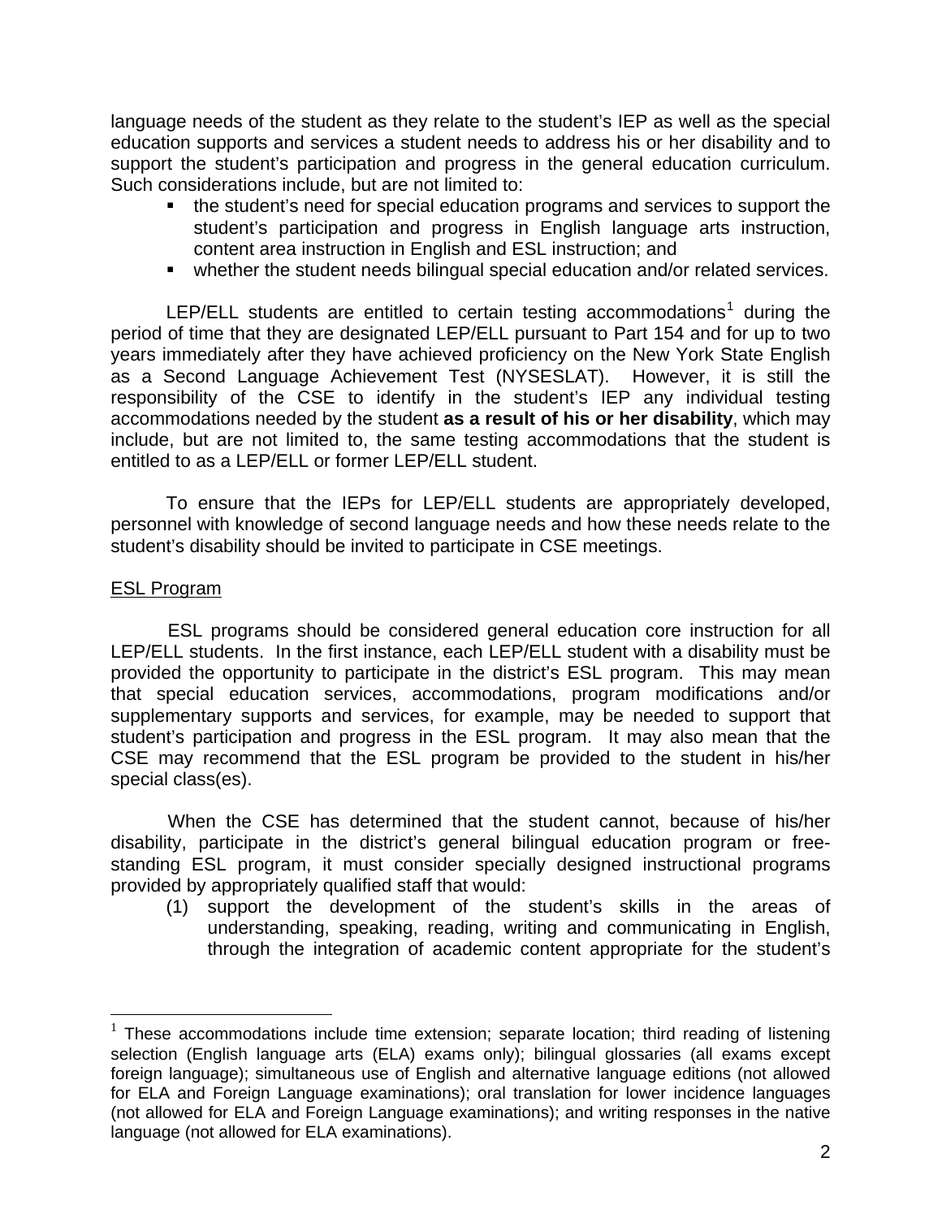language needs of the student as they relate to the student's IEP as well as the special education supports and services a student needs to address his or her disability and to support the student's participation and progress in the general education curriculum. Such considerations include, but are not limited to:

- the student's need for special education programs and services to support the student's participation and progress in English language arts instruction, content area instruction in English and ESL instruction; and
- whether the student needs bilingual special education and/or related services.

LEP/ELL students are entitled to certain testing accommodations[1] during the period of time that they are designated LEP/ELL pursuant to Part 154 and for up to two years immediately after they have achieved proficiency on the New York State English as a Second Language Achievement Test (NYSESLAT). However, it is still the responsibility of the CSE to identify in the student's IEP any individual testing accommodations needed by the student **as a result of his or her disability**, which may include, but are not limited to, the same testing accommodations that the student is entitled to as a LEP/ELL or former LEP/ELL student.

To ensure that the IEPs for LEP/ELL students are appropriately developed, personnel with knowledge of second language needs and how these needs relate to the student's disability should be invited to participate in CSE meetings.

<u>ESL Program</u>

ESL programs should be considered general education core instruction for all LEP/ELL students. In the first instance, each LEP/ELL student with a disability must be provided the opportunity to participate in the district's ESL program. This may mean that special education services, accommodations, program modifications and/or supplementary supports and services, for example, may be needed to support that student's participation and progress in the ESL program. It may also mean that the CSE may recommend that the ESL program be provided to the student in his/her special class(es).

When the CSE has determined that the student cannot, because of his/her disability, participate in the district's general bilingual education program or free-standing ESL program, it must consider specially designed instructional programs provided by appropriately qualified staff that would:

(1) support the development of the student's skills in the areas of understanding, speaking, reading, writing and communicating in English, through the integration of academic content appropriate for the student's

---

[1] These accommodations include time extension; separate location; third reading of listening selection (English language arts (ELA) exams only); bilingual glossaries (all exams except foreign language); simultaneous use of English and alternative language editions (not allowed for ELA and Foreign Language examinations); oral translation for lower incidence languages (not allowed for ELA and Foreign Language examinations); and writing responses in the native language (not allowed for ELA examinations).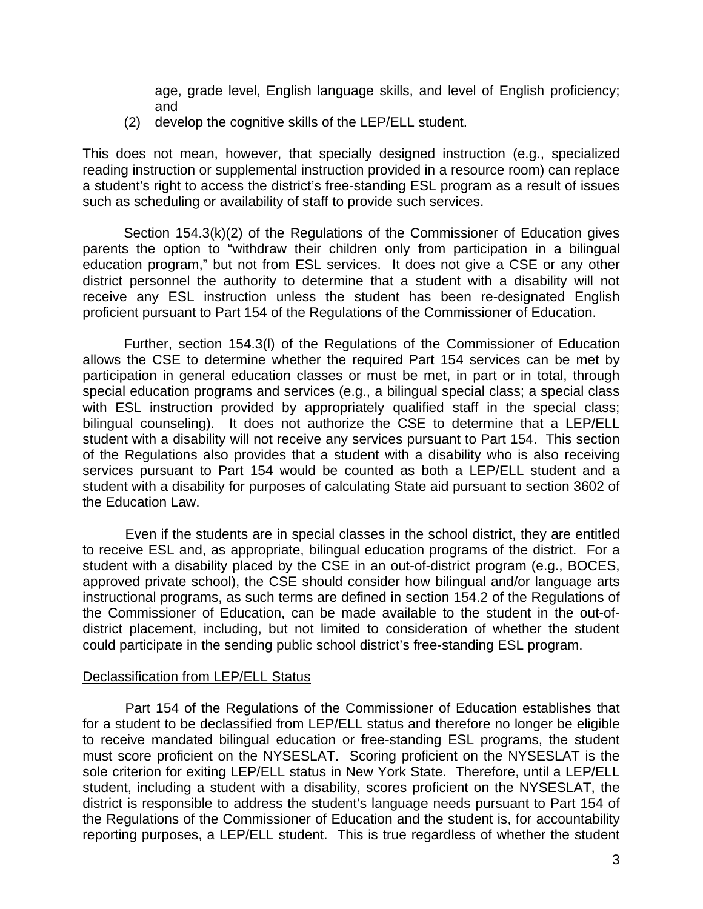age, grade level, English language skills, and level of English proficiency; and

(2) develop the cognitive skills of the LEP/ELL student.

This does not mean, however, that specially designed instruction (e.g., specialized reading instruction or supplemental instruction provided in a resource room) can replace a student's right to access the district's free-standing ESL program as a result of issues such as scheduling or availability of staff to provide such services.

Section 154.3(k)(2) of the Regulations of the Commissioner of Education gives parents the option to "withdraw their children only from participation in a bilingual education program," but not from ESL services. It does not give a CSE or any other district personnel the authority to determine that a student with a disability will not receive any ESL instruction unless the student has been re-designated English proficient pursuant to Part 154 of the Regulations of the Commissioner of Education.

Further, section 154.3(l) of the Regulations of the Commissioner of Education allows the CSE to determine whether the required Part 154 services can be met by participation in general education classes or must be met, in part or in total, through special education programs and services (e.g., a bilingual special class; a special class with ESL instruction provided by appropriately qualified staff in the special class; bilingual counseling). It does not authorize the CSE to determine that a LEP/ELL student with a disability will not receive any services pursuant to Part 154. This section of the Regulations also provides that a student with a disability who is also receiving services pursuant to Part 154 would be counted as both a LEP/ELL student and a student with a disability for purposes of calculating State aid pursuant to section 3602 of the Education Law.

Even if the students are in special classes in the school district, they are entitled to receive ESL and, as appropriate, bilingual education programs of the district. For a student with a disability placed by the CSE in an out-of-district program (e.g., BOCES, approved private school), the CSE should consider how bilingual and/or language arts instructional programs, as such terms are defined in section 154.2 of the Regulations of the Commissioner of Education, can be made available to the student in the out-of-district placement, including, but not limited to consideration of whether the student could participate in the sending public school district's free-standing ESL program.

<u>Declassification from LEP/ELL Status</u>

Part 154 of the Regulations of the Commissioner of Education establishes that for a student to be declassified from LEP/ELL status and therefore no longer be eligible to receive mandated bilingual education or free-standing ESL programs, the student must score proficient on the NYSESLAT. Scoring proficient on the NYSESLAT is the sole criterion for exiting LEP/ELL status in New York State. Therefore, until a LEP/ELL student, including a student with a disability, scores proficient on the NYSESLAT, the district is responsible to address the student's language needs pursuant to Part 154 of the Regulations of the Commissioner of Education and the student is, for accountability reporting purposes, a LEP/ELL student. This is true regardless of whether the student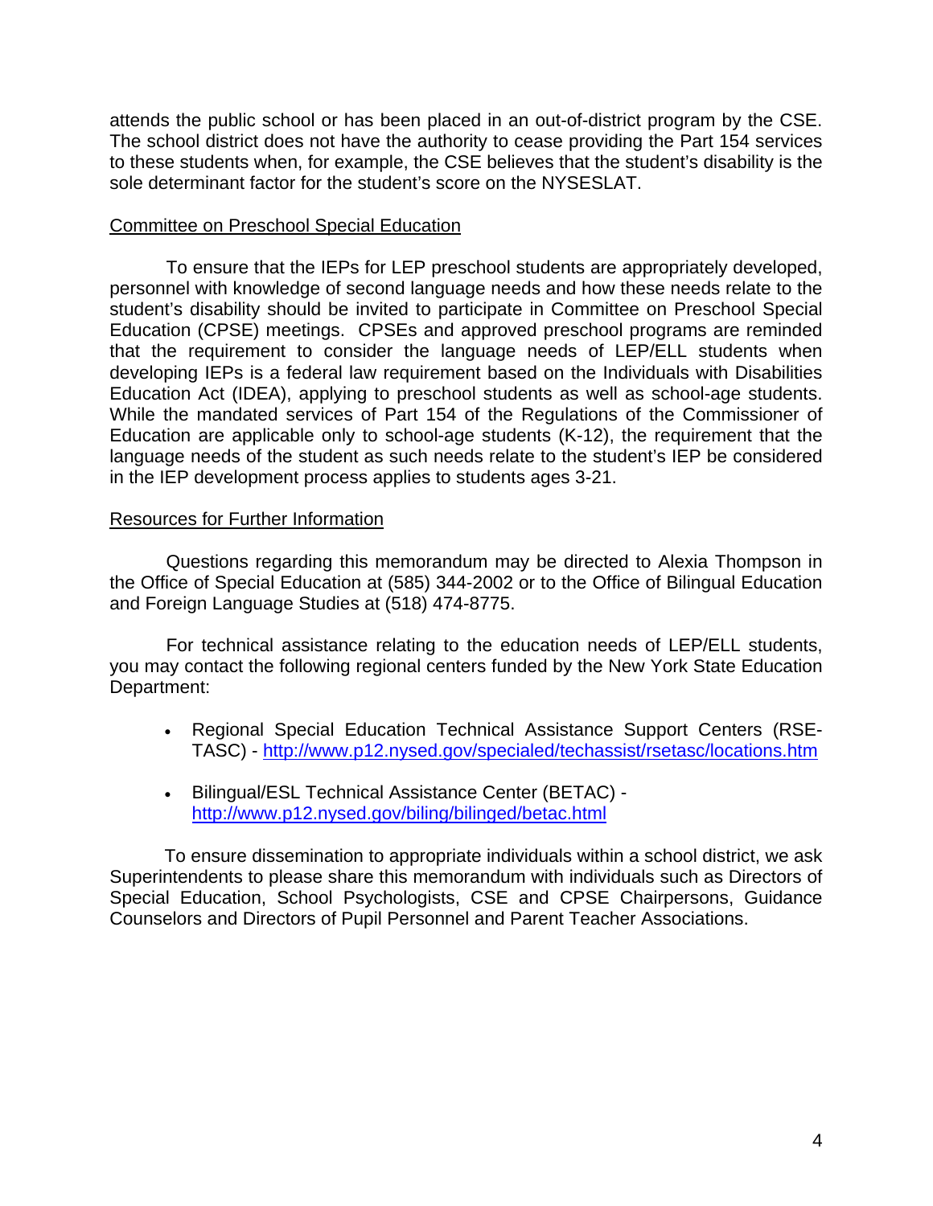attends the public school or has been placed in an out-of-district program by the CSE. The school district does not have the authority to cease providing the Part 154 services to these students when, for example, the CSE believes that the student's disability is the sole determinant factor for the student's score on the NYSESLAT.

## Committee on Preschool Special Education

To ensure that the IEPs for LEP preschool students are appropriately developed, personnel with knowledge of second language needs and how these needs relate to the student's disability should be invited to participate in Committee on Preschool Special Education (CPSE) meetings. CPSEs and approved preschool programs are reminded that the requirement to consider the language needs of LEP/ELL students when developing IEPs is a federal law requirement based on the Individuals with Disabilities Education Act (IDEA), applying to preschool students as well as school-age students. While the mandated services of Part 154 of the Regulations of the Commissioner of Education are applicable only to school-age students (K-12), the requirement that the language needs of the student as such needs relate to the student's IEP be considered in the IEP development process applies to students ages 3-21.

## Resources for Further Information

Questions regarding this memorandum may be directed to Alexia Thompson in the Office of Special Education at (585) 344-2002 or to the Office of Bilingual Education and Foreign Language Studies at (518) 474-8775.

For technical assistance relating to the education needs of LEP/ELL students, you may contact the following regional centers funded by the New York State Education Department:

- Regional Special Education Technical Assistance Support Centers (RSE-TASC) - http://www.p12.nysed.gov/specialed/techassist/rsetasc/locations.htm
- Bilingual/ESL Technical Assistance Center (BETAC) - http://www.p12.nysed.gov/biling/bilinged/betac.html

To ensure dissemination to appropriate individuals within a school district, we ask Superintendents to please share this memorandum with individuals such as Directors of Special Education, School Psychologists, CSE and CPSE Chairpersons, Guidance Counselors and Directors of Pupil Personnel and Parent Teacher Associations.